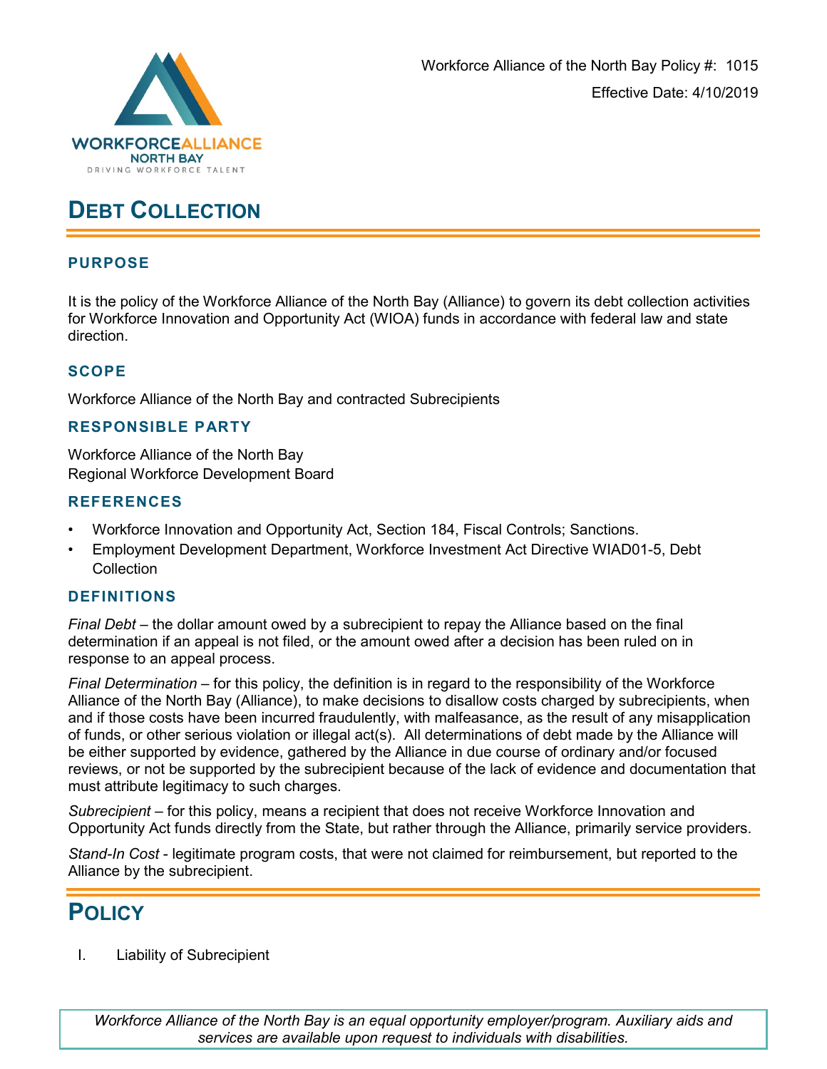Workforce Alliance of the North Bay Policy #: 1015

Effective Date: 4/10/2019

# DEBT COLLECTION

## PURPOSE

It is the policy of the Workforce Alliance of the North Bay (Alliance) to govern its debt collection activities for Workforce Innovation and Opportunity Act (WIOA) funds in accordance with federal law and state direction.

## SCOPE

Workforce Alliance of the North Bay and contracted Subrecipients

## RESPONSIBLE PARTY

Workforce Alliance of the North Bay
Regional Workforce Development Board

## REFERENCES

- Workforce Innovation and Opportunity Act, Section 184, Fiscal Controls; Sanctions.
- Employment Development Department, Workforce Investment Act Directive WIAD01-5, Debt Collection

## DEFINITIONS

*Final Debt* – the dollar amount owed by a subrecipient to repay the Alliance based on the final determination if an appeal is not filed, or the amount owed after a decision has been ruled on in response to an appeal process.

*Final Determination* – for this policy, the definition is in regard to the responsibility of the Workforce Alliance of the North Bay (Alliance), to make decisions to disallow costs charged by subrecipients, when and if those costs have been incurred fraudulently, with malfeasance, as the result of any misapplication of funds, or other serious violation or illegal act(s). All determinations of debt made by the Alliance will be either supported by evidence, gathered by the Alliance in due course of ordinary and/or focused reviews, or not be supported by the subrecipient because of the lack of evidence and documentation that must attribute legitimacy to such charges.

*Subrecipient* – for this policy, means a recipient that does not receive Workforce Innovation and Opportunity Act funds directly from the State, but rather through the Alliance, primarily service providers.

*Stand-In Cost* - legitimate program costs, that were not claimed for reimbursement, but reported to the Alliance by the subrecipient.

# POLICY

I. Liability of Subrecipient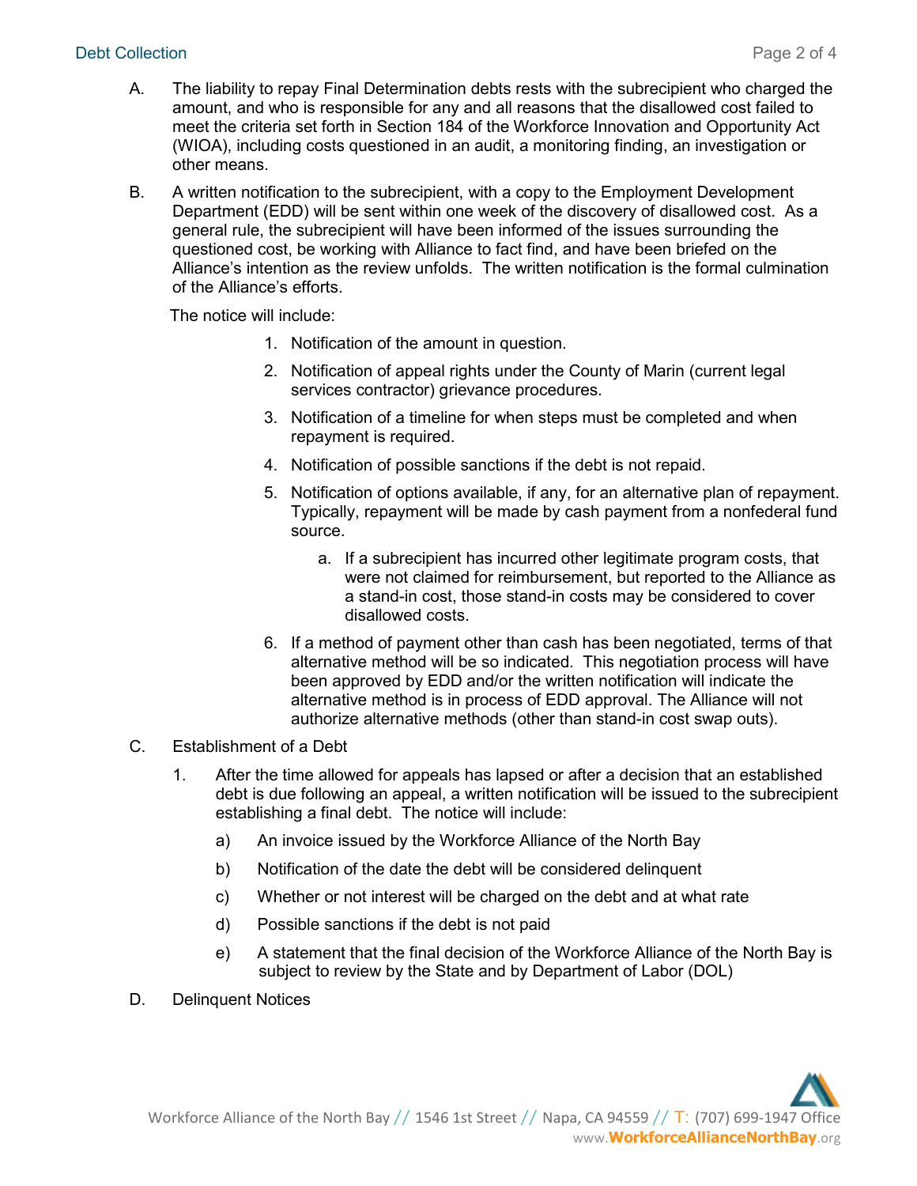A. The liability to repay Final Determination debts rests with the subrecipient who charged the amount, and who is responsible for any and all reasons that the disallowed cost failed to meet the criteria set forth in Section 184 of the Workforce Innovation and Opportunity Act (WIOA), including costs questioned in an audit, a monitoring finding, an investigation or other means.

B. A written notification to the subrecipient, with a copy to the Employment Development Department (EDD) will be sent within one week of the discovery of disallowed cost. As a general rule, the subrecipient will have been informed of the issues surrounding the questioned cost, be working with Alliance to fact find, and have been briefed on the Alliance's intention as the review unfolds. The written notification is the formal culmination of the Alliance's efforts.

   The notice will include:

   1. Notification of the amount in question.
   2. Notification of appeal rights under the County of Marin (current legal services contractor) grievance procedures.
   3. Notification of a timeline for when steps must be completed and when repayment is required.
   4. Notification of possible sanctions if the debt is not repaid.
   5. Notification of options available, if any, for an alternative plan of repayment. Typically, repayment will be made by cash payment from a nonfederal fund source.
      a. If a subrecipient has incurred other legitimate program costs, that were not claimed for reimbursement, but reported to the Alliance as a stand-in cost, those stand-in costs may be considered to cover disallowed costs.
   6. If a method of payment other than cash has been negotiated, terms of that alternative method will be so indicated. This negotiation process will have been approved by EDD and/or the written notification will indicate the alternative method is in process of EDD approval. The Alliance will not authorize alternative methods (other than stand-in cost swap outs).

C. Establishment of a Debt

   1. After the time allowed for appeals has lapsed or after a decision that an established debt is due following an appeal, a written notification will be issued to the subrecipient establishing a final debt. The notice will include:
      a) An invoice issued by the Workforce Alliance of the North Bay
      b) Notification of the date the debt will be considered delinquent
      c) Whether or not interest will be charged on the debt and at what rate
      d) Possible sanctions if the debt is not paid
      e) A statement that the final decision of the Workforce Alliance of the North Bay is subject to review by the State and by Department of Labor (DOL)

D. Delinquent Notices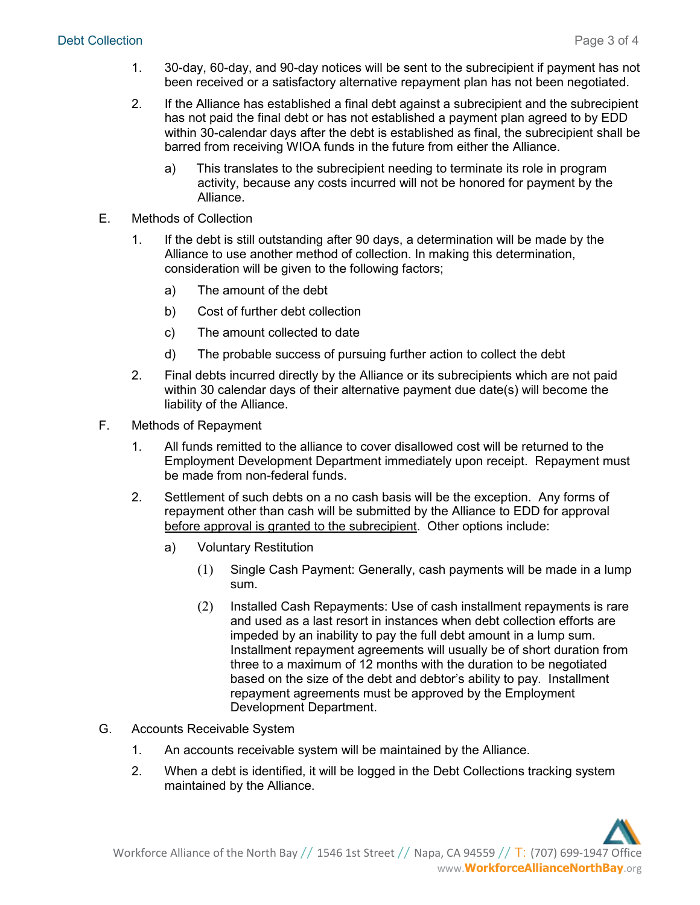1. 30-day, 60-day, and 90-day notices will be sent to the subrecipient if payment has not been received or a satisfactory alternative repayment plan has not been negotiated.

2. If the Alliance has established a final debt against a subrecipient and the subrecipient has not paid the final debt or has not established a payment plan agreed to by EDD within 30-calendar days after the debt is established as final, the subrecipient shall be barred from receiving WIOA funds in the future from either the Alliance.

   a) This translates to the subrecipient needing to terminate its role in program activity, because any costs incurred will not be honored for payment by the Alliance.

E. Methods of Collection

1. If the debt is still outstanding after 90 days, a determination will be made by the Alliance to use another method of collection. In making this determination, consideration will be given to the following factors;

   a) The amount of the debt

   b) Cost of further debt collection

   c) The amount collected to date

   d) The probable success of pursuing further action to collect the debt

2. Final debts incurred directly by the Alliance or its subrecipients which are not paid within 30 calendar days of their alternative payment due date(s) will become the liability of the Alliance.

F. Methods of Repayment

1. All funds remitted to the alliance to cover disallowed cost will be returned to the Employment Development Department immediately upon receipt. Repayment must be made from non-federal funds.

2. Settlement of such debts on a no cash basis will be the exception. Any forms of repayment other than cash will be submitted by the Alliance to EDD for approval <u>before approval is granted to the subrecipient</u>. Other options include:

   a) Voluntary Restitution

      (1) Single Cash Payment: Generally, cash payments will be made in a lump sum.

      (2) Installed Cash Repayments: Use of cash installment repayments is rare and used as a last resort in instances when debt collection efforts are impeded by an inability to pay the full debt amount in a lump sum. Installment repayment agreements will usually be of short duration from three to a maximum of 12 months with the duration to be negotiated based on the size of the debt and debtor's ability to pay. Installment repayment agreements must be approved by the Employment Development Department.

G. Accounts Receivable System

1. An accounts receivable system will be maintained by the Alliance.

2. When a debt is identified, it will be logged in the Debt Collections tracking system maintained by the Alliance.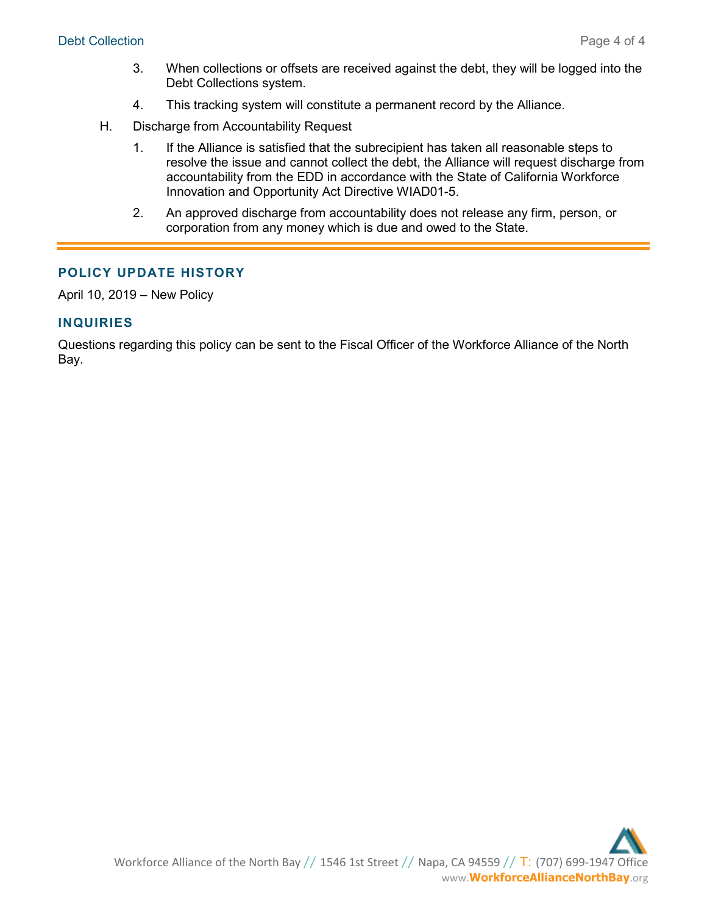3. When collections or offsets are received against the debt, they will be logged into the Debt Collections system.

4. This tracking system will constitute a permanent record by the Alliance.

H. Discharge from Accountability Request

   1. If the Alliance is satisfied that the subrecipient has taken all reasonable steps to resolve the issue and cannot collect the debt, the Alliance will request discharge from accountability from the EDD in accordance with the State of California Workforce Innovation and Opportunity Act Directive WIAD01-5.

   2. An approved discharge from accountability does not release any firm, person, or corporation from any money which is due and owed to the State.

## POLICY UPDATE HISTORY

April 10, 2019 – New Policy

## INQUIRIES

Questions regarding this policy can be sent to the Fiscal Officer of the Workforce Alliance of the North Bay.